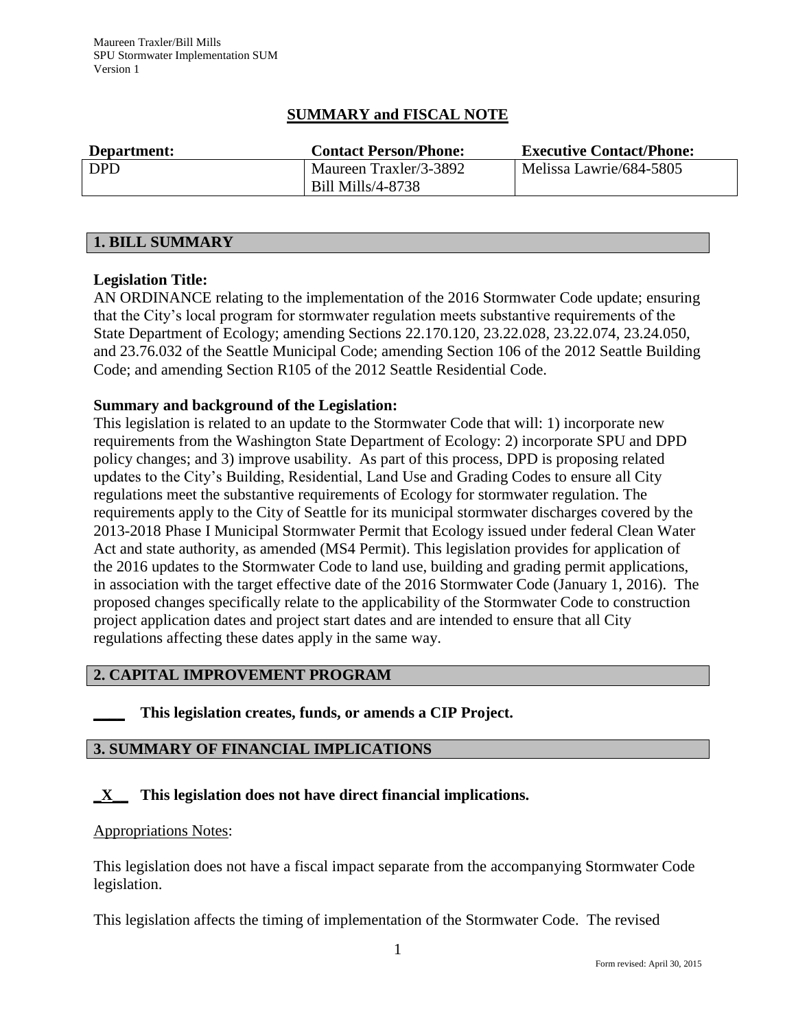# SUMMARY and FISCAL NOTE

| Department: | Contact Person/Phone: | Executive Contact/Phone: |
|---|---|---|
| DPD | Maureen Traxler/3-3892<br>Bill Mills/4-8738 | Melissa Lawrie/684-5805 |

## 1. BILL SUMMARY

**Legislation Title:**
AN ORDINANCE relating to the implementation of the 2016 Stormwater Code update; ensuring that the City's local program for stormwater regulation meets substantive requirements of the State Department of Ecology; amending Sections 22.170.120, 23.22.028, 23.22.074, 23.24.050, and 23.76.032 of the Seattle Municipal Code; amending Section 106 of the 2012 Seattle Building Code; and amending Section R105 of the 2012 Seattle Residential Code.

**Summary and background of the Legislation:**
This legislation is related to an update to the Stormwater Code that will: 1) incorporate new requirements from the Washington State Department of Ecology: 2) incorporate SPU and DPD policy changes; and 3) improve usability. As part of this process, DPD is proposing related updates to the City's Building, Residential, Land Use and Grading Codes to ensure all City regulations meet the substantive requirements of Ecology for stormwater regulation. The requirements apply to the City of Seattle for its municipal stormwater discharges covered by the 2013-2018 Phase I Municipal Stormwater Permit that Ecology issued under federal Clean Water Act and state authority, as amended (MS4 Permit). This legislation provides for application of the 2016 updates to the Stormwater Code to land use, building and grading permit applications, in association with the target effective date of the 2016 Stormwater Code (January 1, 2016). The proposed changes specifically relate to the applicability of the Stormwater Code to construction project application dates and project start dates and are intended to ensure that all City regulations affecting these dates apply in the same way.

## 2. CAPITAL IMPROVEMENT PROGRAM

**____ This legislation creates, funds, or amends a CIP Project.**

## 3. SUMMARY OF FINANCIAL IMPLICATIONS

**_X__ This legislation does not have direct financial implications.**

Appropriations Notes:

This legislation does not have a fiscal impact separate from the accompanying Stormwater Code legislation.

This legislation affects the timing of implementation of the Stormwater Code. The revised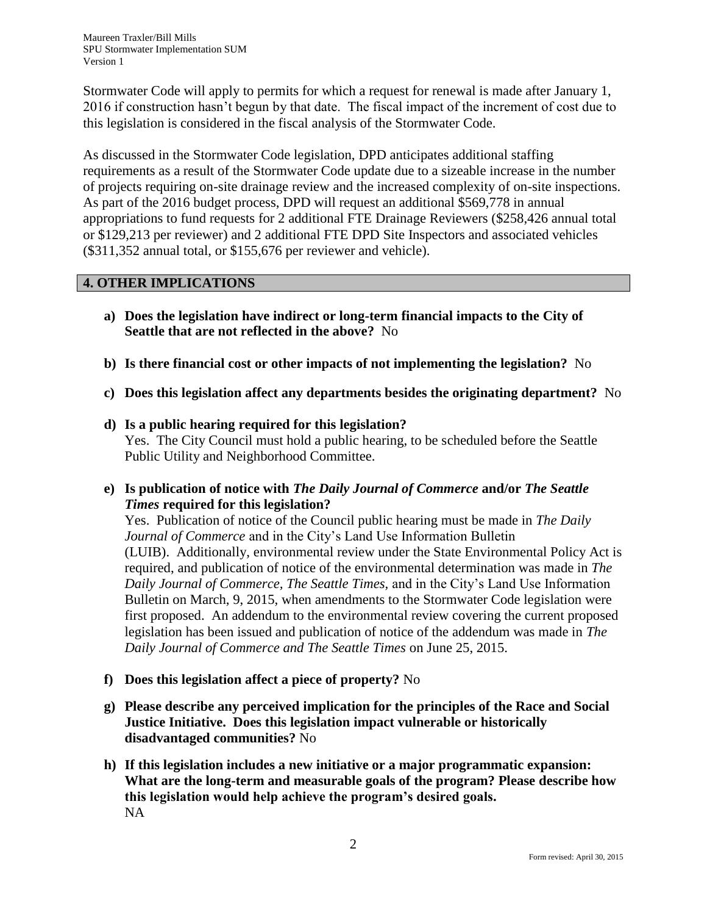Stormwater Code will apply to permits for which a request for renewal is made after January 1, 2016 if construction hasn't begun by that date. The fiscal impact of the increment of cost due to this legislation is considered in the fiscal analysis of the Stormwater Code.

As discussed in the Stormwater Code legislation, DPD anticipates additional staffing requirements as a result of the Stormwater Code update due to a sizeable increase in the number of projects requiring on-site drainage review and the increased complexity of on-site inspections. As part of the 2016 budget process, DPD will request an additional $569,778 in annual appropriations to fund requests for 2 additional FTE Drainage Reviewers ($258,426 annual total or $129,213 per reviewer) and 2 additional FTE DPD Site Inspectors and associated vehicles ($311,352 annual total, or $155,676 per reviewer and vehicle).

## 4. OTHER IMPLICATIONS

a) **Does the legislation have indirect or long-term financial impacts to the City of Seattle that are not reflected in the above?** No

b) **Is there financial cost or other impacts of not implementing the legislation?** No

c) **Does this legislation affect any departments besides the originating department?** No

d) **Is a public hearing required for this legislation?**
Yes. The City Council must hold a public hearing, to be scheduled before the Seattle Public Utility and Neighborhood Committee.

e) **Is publication of notice with *The Daily Journal of Commerce* and/or *The Seattle Times* required for this legislation?**
Yes. Publication of notice of the Council public hearing must be made in *The Daily Journal of Commerce* and in the City's Land Use Information Bulletin (LUIB). Additionally, environmental review under the State Environmental Policy Act is required, and publication of notice of the environmental determination was made in *The Daily Journal of Commerce, The Seattle Times*, and in the City's Land Use Information Bulletin on March, 9, 2015, when amendments to the Stormwater Code legislation were first proposed. An addendum to the environmental review covering the current proposed legislation has been issued and publication of notice of the addendum was made in *The Daily Journal of Commerce and The Seattle Times* on June 25, 2015.

f) **Does this legislation affect a piece of property?** No

g) **Please describe any perceived implication for the principles of the Race and Social Justice Initiative. Does this legislation impact vulnerable or historically disadvantaged communities?** No

h) **If this legislation includes a new initiative or a major programmatic expansion: What are the long-term and measurable goals of the program? Please describe how this legislation would help achieve the program's desired goals.**
NA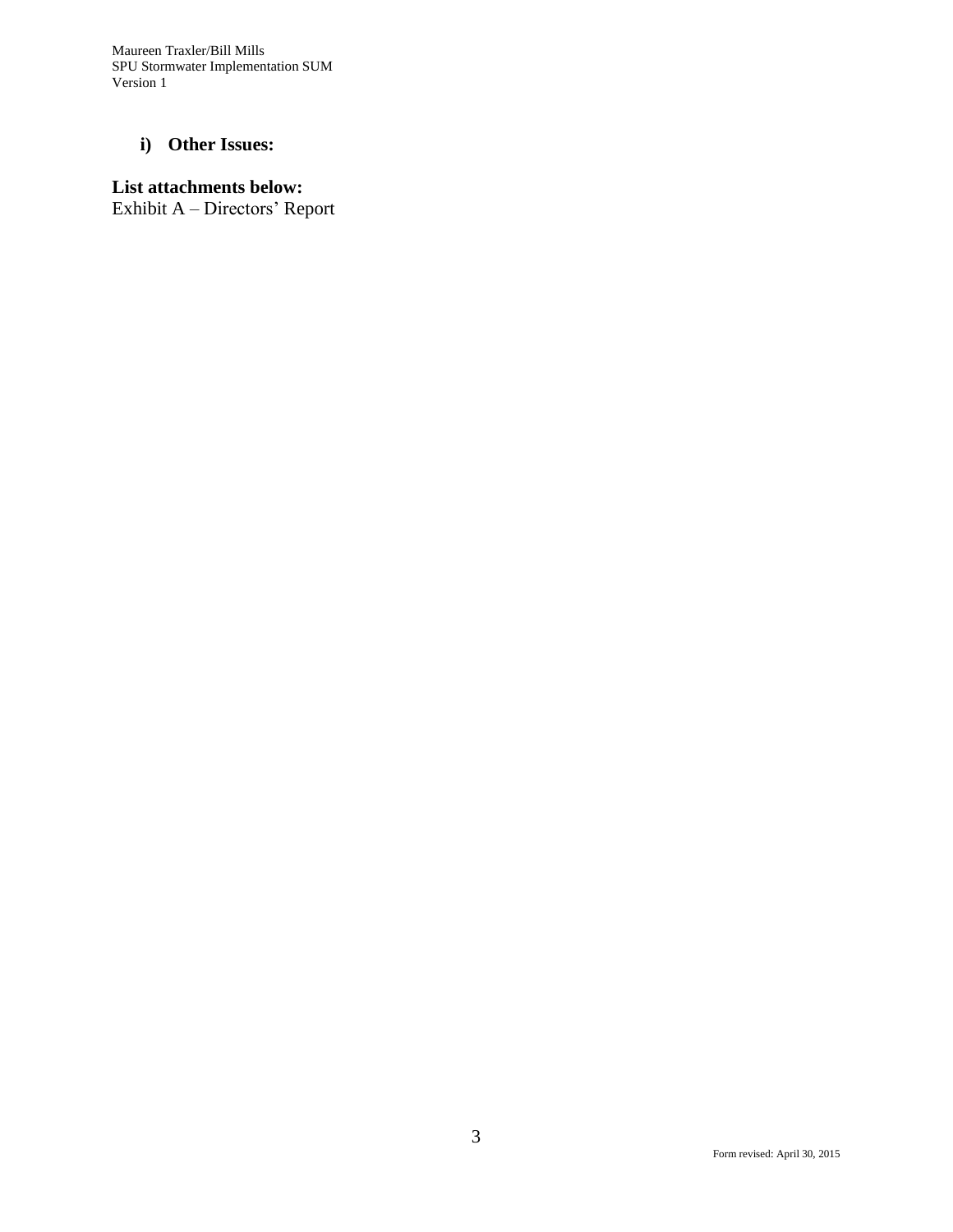**i) Other Issues:**

**List attachments below:**

Exhibit A – Directors' Report